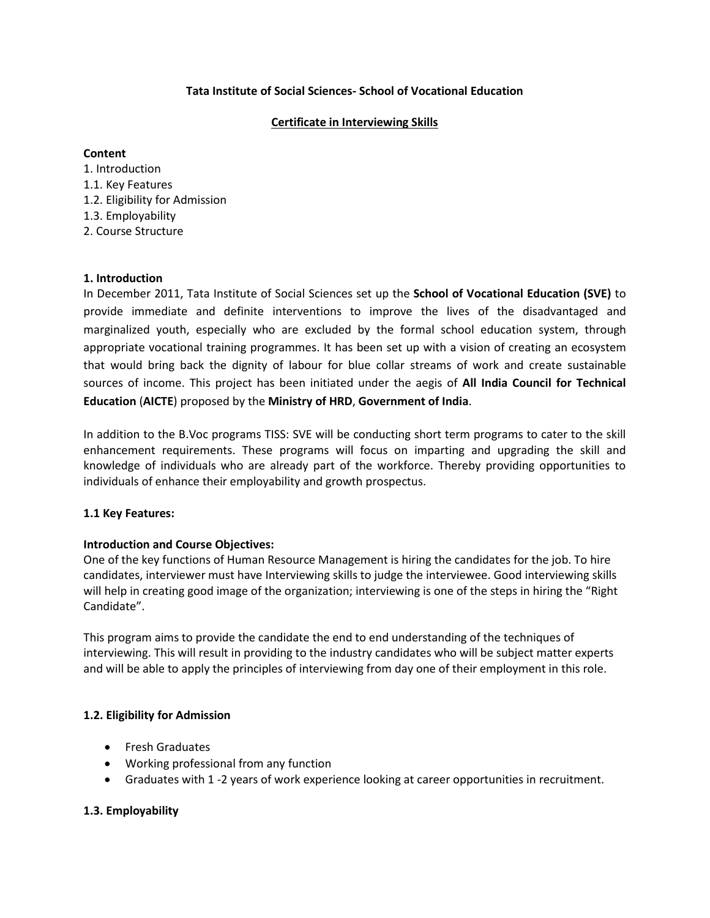**Tata Institute of Social Sciences- School of Vocational Education**

**Certificate in Interviewing Skills**

**Content**

1. Introduction
1.1. Key Features
1.2. Eligibility for Admission
1.3. Employability
2. Course Structure

## 1. Introduction

In December 2011, Tata Institute of Social Sciences set up the **School of Vocational Education (SVE)** to provide immediate and definite interventions to improve the lives of the disadvantaged and marginalized youth, especially who are excluded by the formal school education system, through appropriate vocational training programmes. It has been set up with a vision of creating an ecosystem that would bring back the dignity of labour for blue collar streams of work and create sustainable sources of income. This project has been initiated under the aegis of **All India Council for Technical Education** (**AICTE**) proposed by the **Ministry of HRD**, **Government of India**.

In addition to the B.Voc programs TISS: SVE will be conducting short term programs to cater to the skill enhancement requirements. These programs will focus on imparting and upgrading the skill and knowledge of individuals who are already part of the workforce. Thereby providing opportunities to individuals of enhance their employability and growth prospectus.

### 1.1 Key Features:

**Introduction and Course Objectives:**

One of the key functions of Human Resource Management is hiring the candidates for the job. To hire candidates, interviewer must have Interviewing skills to judge the interviewee. Good interviewing skills will help in creating good image of the organization; interviewing is one of the steps in hiring the "Right Candidate".

This program aims to provide the candidate the end to end understanding of the techniques of interviewing. This will result in providing to the industry candidates who will be subject matter experts and will be able to apply the principles of interviewing from day one of their employment in this role.

### 1.2. Eligibility for Admission

- Fresh Graduates
- Working professional from any function
- Graduates with 1 -2 years of work experience looking at career opportunities in recruitment.

### 1.3. Employability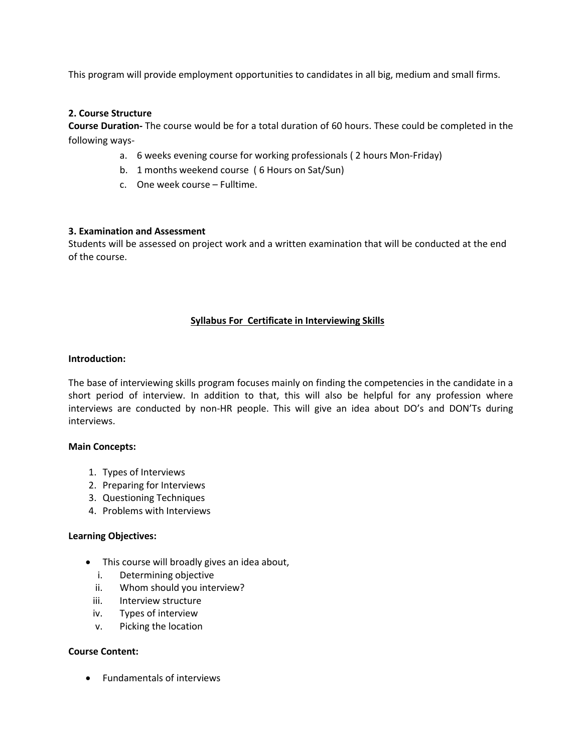This program will provide employment opportunities to candidates in all big, medium and small firms.

**2. Course Structure**

**Course Duration-** The course would be for a total duration of 60 hours. These could be completed in the following ways-

a. 6 weeks evening course for working professionals ( 2 hours Mon-Friday)
b. 1 months weekend course ( 6 Hours on Sat/Sun)
c. One week course – Fulltime.

**3. Examination and Assessment**

Students will be assessed on project work and a written examination that will be conducted at the end of the course.

## Syllabus For Certificate in Interviewing Skills

**Introduction:**

The base of interviewing skills program focuses mainly on finding the competencies in the candidate in a short period of interview. In addition to that, this will also be helpful for any profession where interviews are conducted by non-HR people. This will give an idea about DO's and DON'Ts during interviews.

**Main Concepts:**

1. Types of Interviews
2. Preparing for Interviews
3. Questioning Techniques
4. Problems with Interviews

**Learning Objectives:**

- This course will broadly gives an idea about,
  - i. Determining objective
  - ii. Whom should you interview?
  - iii. Interview structure
  - iv. Types of interview
  - v. Picking the location

**Course Content:**

- Fundamentals of interviews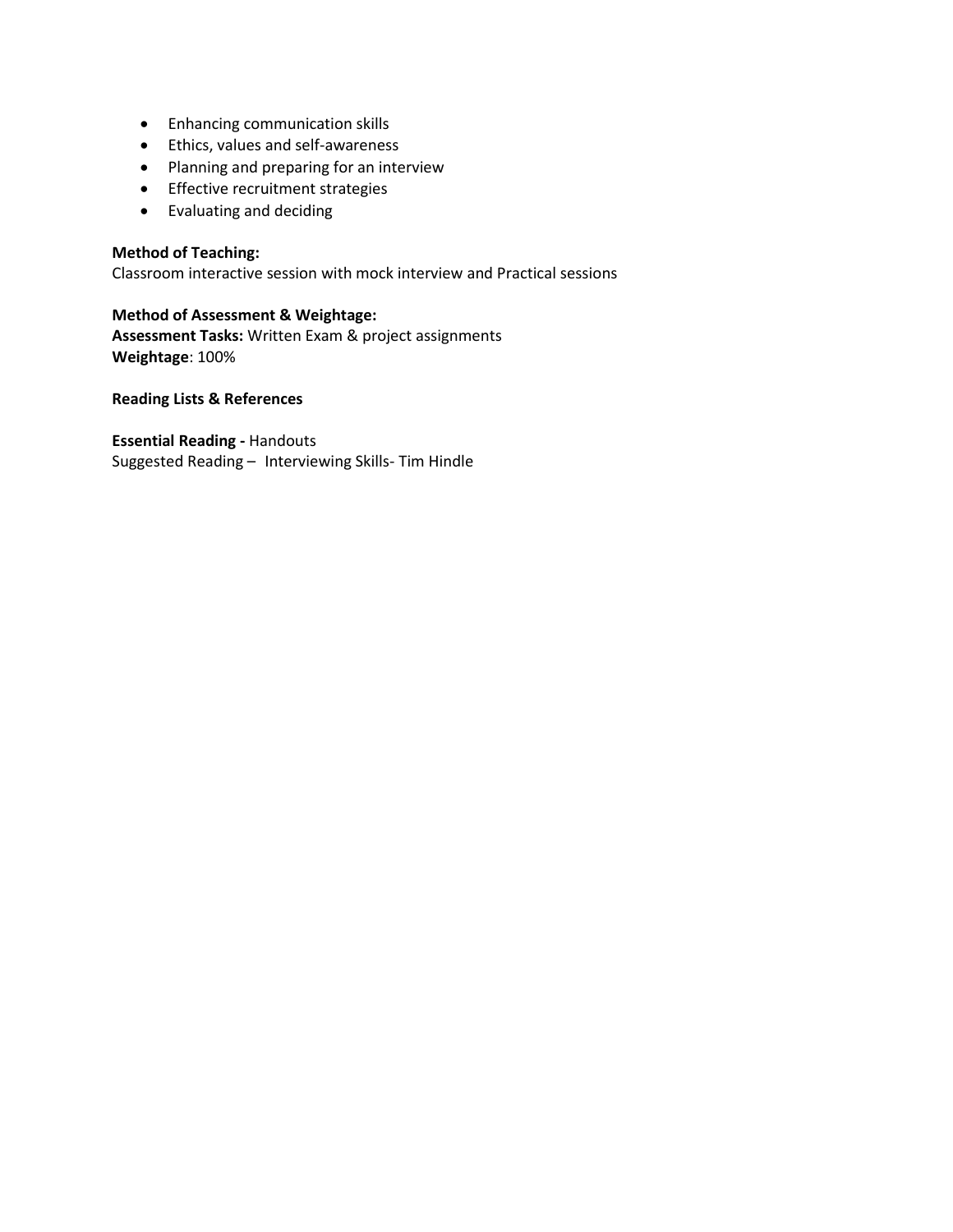- Enhancing communication skills
- Ethics, values and self-awareness
- Planning and preparing for an interview
- Effective recruitment strategies
- Evaluating and deciding

**Method of Teaching:**
Classroom interactive session with mock interview and Practical sessions

**Method of Assessment & Weightage:**
**Assessment Tasks:** Written Exam & project assignments
**Weightage**: 100%

**Reading Lists & References**

**Essential Reading -** Handouts
Suggested Reading – Interviewing Skills- Tim Hindle